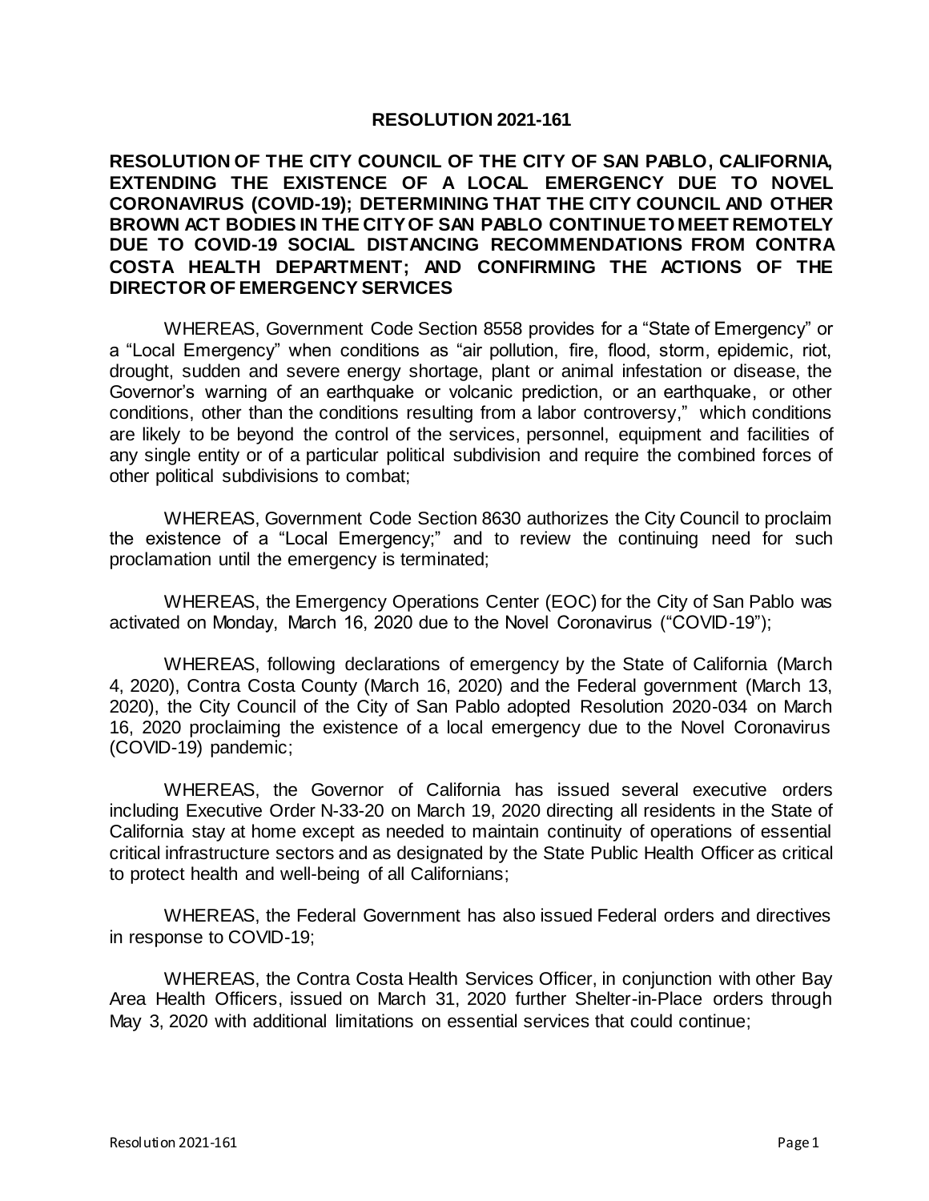# RESOLUTION 2021-161

**RESOLUTION OF THE CITY COUNCIL OF THE CITY OF SAN PABLO, CALIFORNIA, EXTENDING THE EXISTENCE OF A LOCAL EMERGENCY DUE TO NOVEL CORONAVIRUS (COVID-19); DETERMINING THAT THE CITY COUNCIL AND OTHER BROWN ACT BODIES IN THE CITY OF SAN PABLO CONTINUE TO MEET REMOTELY DUE TO COVID-19 SOCIAL DISTANCING RECOMMENDATIONS FROM CONTRA COSTA HEALTH DEPARTMENT; AND CONFIRMING THE ACTIONS OF THE DIRECTOR OF EMERGENCY SERVICES**

WHEREAS, Government Code Section 8558 provides for a "State of Emergency" or a "Local Emergency" when conditions as "air pollution, fire, flood, storm, epidemic, riot, drought, sudden and severe energy shortage, plant or animal infestation or disease, the Governor's warning of an earthquake or volcanic prediction, or an earthquake, or other conditions, other than the conditions resulting from a labor controversy," which conditions are likely to be beyond the control of the services, personnel, equipment and facilities of any single entity or of a particular political subdivision and require the combined forces of other political subdivisions to combat;

WHEREAS, Government Code Section 8630 authorizes the City Council to proclaim the existence of a "Local Emergency;" and to review the continuing need for such proclamation until the emergency is terminated;

WHEREAS, the Emergency Operations Center (EOC) for the City of San Pablo was activated on Monday, March 16, 2020 due to the Novel Coronavirus ("COVID-19");

WHEREAS, following declarations of emergency by the State of California (March 4, 2020), Contra Costa County (March 16, 2020) and the Federal government (March 13, 2020), the City Council of the City of San Pablo adopted Resolution 2020-034 on March 16, 2020 proclaiming the existence of a local emergency due to the Novel Coronavirus (COVID-19) pandemic;

WHEREAS, the Governor of California has issued several executive orders including Executive Order N-33-20 on March 19, 2020 directing all residents in the State of California stay at home except as needed to maintain continuity of operations of essential critical infrastructure sectors and as designated by the State Public Health Officer as critical to protect health and well-being of all Californians;

WHEREAS, the Federal Government has also issued Federal orders and directives in response to COVID-19;

WHEREAS, the Contra Costa Health Services Officer, in conjunction with other Bay Area Health Officers, issued on March 31, 2020 further Shelter-in-Place orders through May 3, 2020 with additional limitations on essential services that could continue;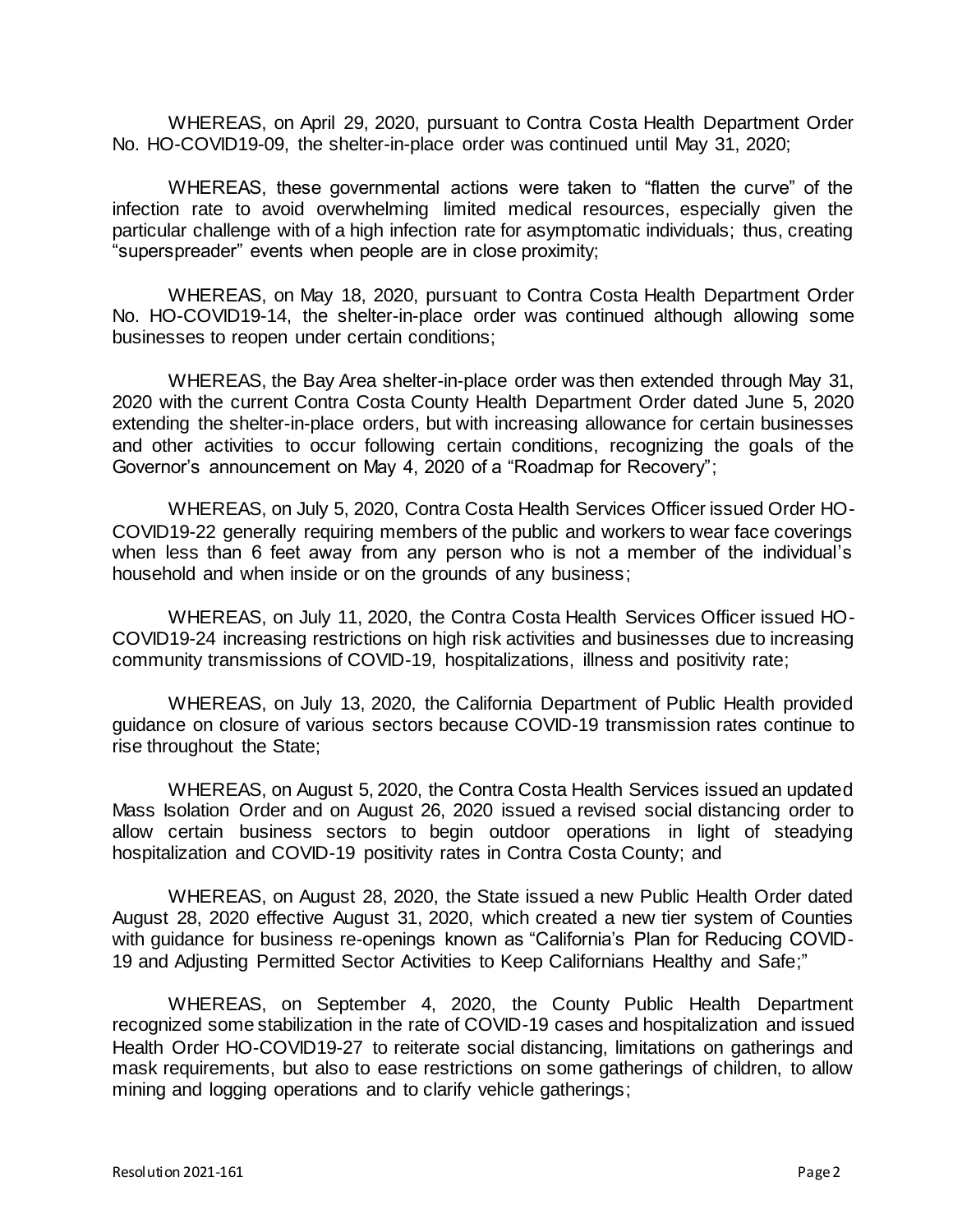WHEREAS, on April 29, 2020, pursuant to Contra Costa Health Department Order No. HO-COVID19-09, the shelter-in-place order was continued until May 31, 2020;

WHEREAS, these governmental actions were taken to "flatten the curve" of the infection rate to avoid overwhelming limited medical resources, especially given the particular challenge with of a high infection rate for asymptomatic individuals; thus, creating "superspreader" events when people are in close proximity;

WHEREAS, on May 18, 2020, pursuant to Contra Costa Health Department Order No. HO-COVID19-14, the shelter-in-place order was continued although allowing some businesses to reopen under certain conditions;

WHEREAS, the Bay Area shelter-in-place order was then extended through May 31, 2020 with the current Contra Costa County Health Department Order dated June 5, 2020 extending the shelter-in-place orders, but with increasing allowance for certain businesses and other activities to occur following certain conditions, recognizing the goals of the Governor's announcement on May 4, 2020 of a "Roadmap for Recovery";

WHEREAS, on July 5, 2020, Contra Costa Health Services Officer issued Order HO-COVID19-22 generally requiring members of the public and workers to wear face coverings when less than 6 feet away from any person who is not a member of the individual's household and when inside or on the grounds of any business;

WHEREAS, on July 11, 2020, the Contra Costa Health Services Officer issued HO-COVID19-24 increasing restrictions on high risk activities and businesses due to increasing community transmissions of COVID-19, hospitalizations, illness and positivity rate;

WHEREAS, on July 13, 2020, the California Department of Public Health provided guidance on closure of various sectors because COVID-19 transmission rates continue to rise throughout the State;

WHEREAS, on August 5, 2020, the Contra Costa Health Services issued an updated Mass Isolation Order and on August 26, 2020 issued a revised social distancing order to allow certain business sectors to begin outdoor operations in light of steadying hospitalization and COVID-19 positivity rates in Contra Costa County; and

WHEREAS, on August 28, 2020, the State issued a new Public Health Order dated August 28, 2020 effective August 31, 2020, which created a new tier system of Counties with guidance for business re-openings known as "California's Plan for Reducing COVID-19 and Adjusting Permitted Sector Activities to Keep Californians Healthy and Safe;"

WHEREAS, on September 4, 2020, the County Public Health Department recognized some stabilization in the rate of COVID-19 cases and hospitalization and issued Health Order HO-COVID19-27 to reiterate social distancing, limitations on gatherings and mask requirements, but also to ease restrictions on some gatherings of children, to allow mining and logging operations and to clarify vehicle gatherings;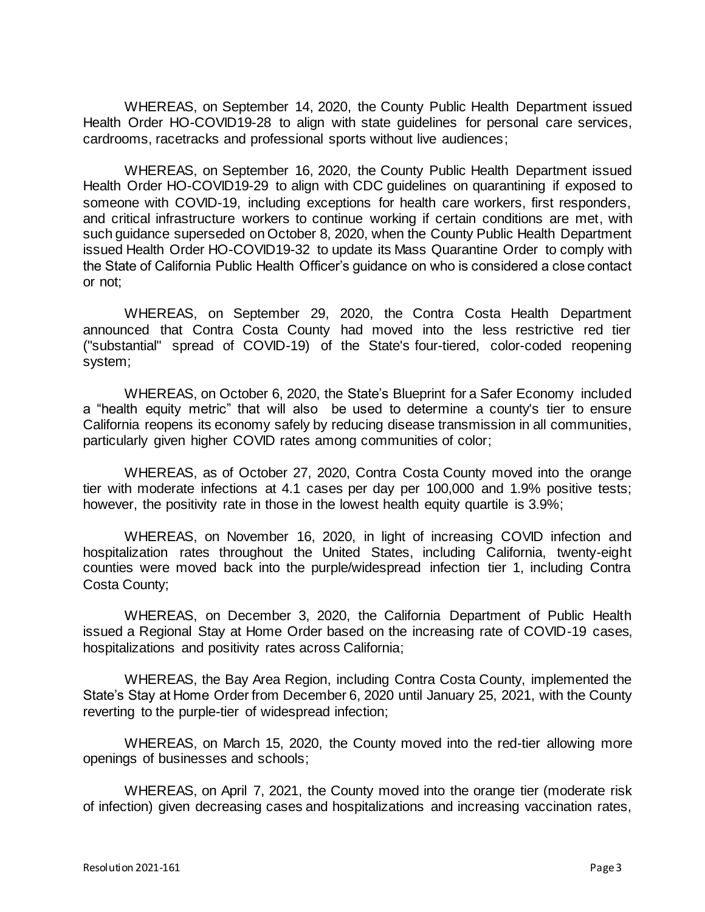WHEREAS, on September 14, 2020, the County Public Health Department issued Health Order HO-COVID19-28 to align with state guidelines for personal care services, cardrooms, racetracks and professional sports without live audiences;

WHEREAS, on September 16, 2020, the County Public Health Department issued Health Order HO-COVID19-29 to align with CDC guidelines on quarantining if exposed to someone with COVID-19, including exceptions for health care workers, first responders, and critical infrastructure workers to continue working if certain conditions are met, with such guidance superseded on October 8, 2020, when the County Public Health Department issued Health Order HO-COVID19-32 to update its Mass Quarantine Order to comply with the State of California Public Health Officer's guidance on who is considered a close contact or not;

WHEREAS, on September 29, 2020, the Contra Costa Health Department announced that Contra Costa County had moved into the less restrictive red tier ("substantial" spread of COVID-19) of the State's four-tiered, color-coded reopening system;

WHEREAS, on October 6, 2020, the State's Blueprint for a Safer Economy included a "health equity metric" that will also be used to determine a county's tier to ensure California reopens its economy safely by reducing disease transmission in all communities, particularly given higher COVID rates among communities of color;

WHEREAS, as of October 27, 2020, Contra Costa County moved into the orange tier with moderate infections at 4.1 cases per day per 100,000 and 1.9% positive tests; however, the positivity rate in those in the lowest health equity quartile is 3.9%;

WHEREAS, on November 16, 2020, in light of increasing COVID infection and hospitalization rates throughout the United States, including California, twenty-eight counties were moved back into the purple/widespread infection tier 1, including Contra Costa County;

WHEREAS, on December 3, 2020, the California Department of Public Health issued a Regional Stay at Home Order based on the increasing rate of COVID-19 cases, hospitalizations and positivity rates across California;

WHEREAS, the Bay Area Region, including Contra Costa County, implemented the State's Stay at Home Order from December 6, 2020 until January 25, 2021, with the County reverting to the purple-tier of widespread infection;

WHEREAS, on March 15, 2020, the County moved into the red-tier allowing more openings of businesses and schools;

WHEREAS, on April 7, 2021, the County moved into the orange tier (moderate risk of infection) given decreasing cases and hospitalizations and increasing vaccination rates,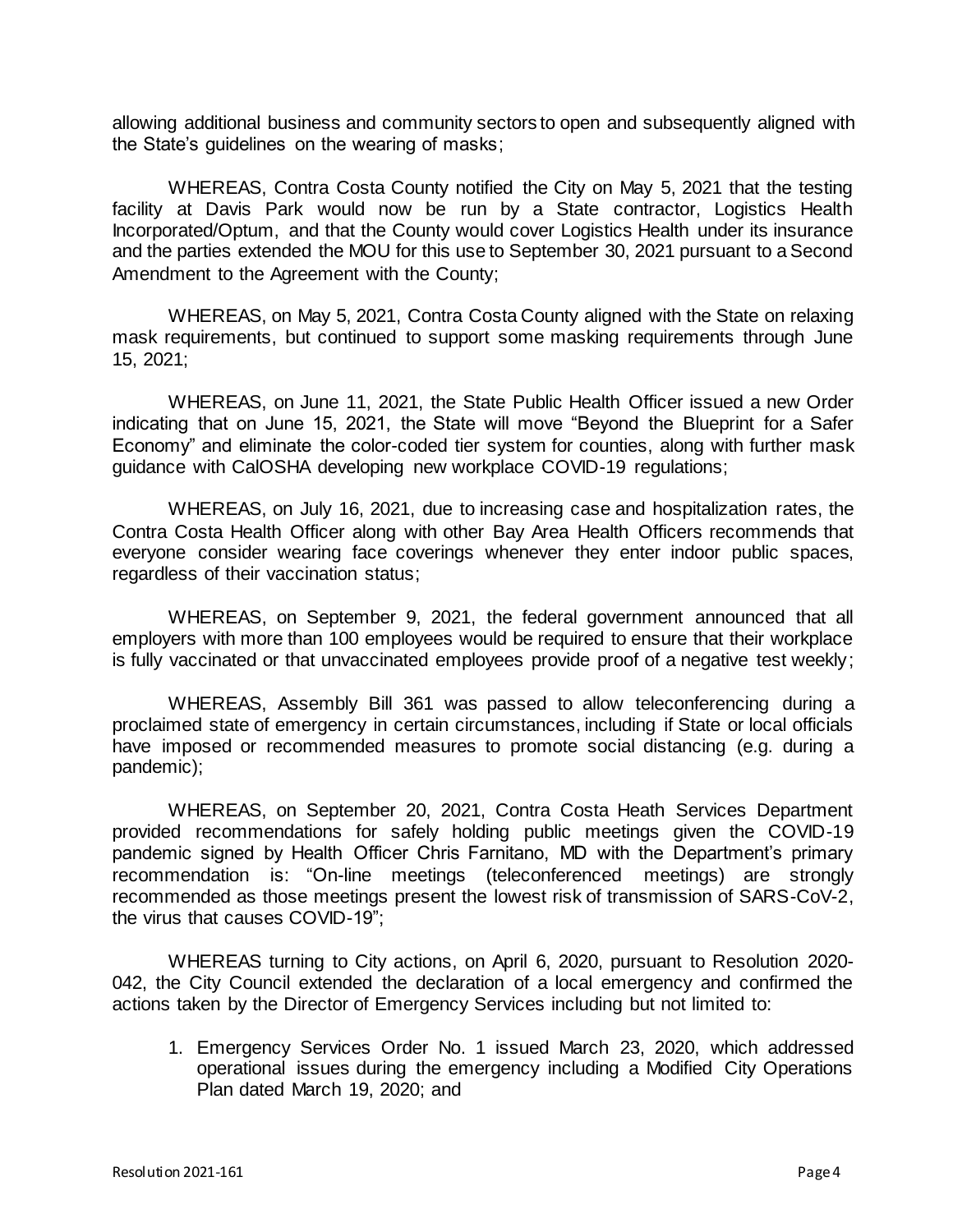allowing additional business and community sectors to open and subsequently aligned with the State's guidelines on the wearing of masks;

WHEREAS, Contra Costa County notified the City on May 5, 2021 that the testing facility at Davis Park would now be run by a State contractor, Logistics Health Incorporated/Optum, and that the County would cover Logistics Health under its insurance and the parties extended the MOU for this use to September 30, 2021 pursuant to a Second Amendment to the Agreement with the County;

WHEREAS, on May 5, 2021, Contra Costa County aligned with the State on relaxing mask requirements, but continued to support some masking requirements through June 15, 2021;

WHEREAS, on June 11, 2021, the State Public Health Officer issued a new Order indicating that on June 15, 2021, the State will move "Beyond the Blueprint for a Safer Economy" and eliminate the color-coded tier system for counties, along with further mask guidance with CalOSHA developing new workplace COVID-19 regulations;

WHEREAS, on July 16, 2021, due to increasing case and hospitalization rates, the Contra Costa Health Officer along with other Bay Area Health Officers recommends that everyone consider wearing face coverings whenever they enter indoor public spaces, regardless of their vaccination status;

WHEREAS, on September 9, 2021, the federal government announced that all employers with more than 100 employees would be required to ensure that their workplace is fully vaccinated or that unvaccinated employees provide proof of a negative test weekly;

WHEREAS, Assembly Bill 361 was passed to allow teleconferencing during a proclaimed state of emergency in certain circumstances, including if State or local officials have imposed or recommended measures to promote social distancing (e.g. during a pandemic);

WHEREAS, on September 20, 2021, Contra Costa Heath Services Department provided recommendations for safely holding public meetings given the COVID-19 pandemic signed by Health Officer Chris Farnitano, MD with the Department's primary recommendation is: "On-line meetings (teleconferenced meetings) are strongly recommended as those meetings present the lowest risk of transmission of SARS-CoV-2, the virus that causes COVID-19";

WHEREAS turning to City actions, on April 6, 2020, pursuant to Resolution 2020-042, the City Council extended the declaration of a local emergency and confirmed the actions taken by the Director of Emergency Services including but not limited to:

1. Emergency Services Order No. 1 issued March 23, 2020, which addressed operational issues during the emergency including a Modified City Operations Plan dated March 19, 2020; and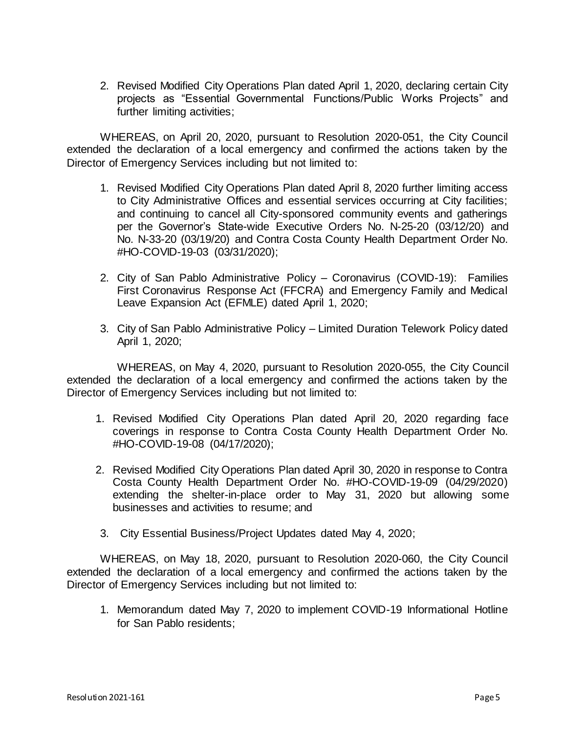2. Revised Modified City Operations Plan dated April 1, 2020, declaring certain City projects as "Essential Governmental Functions/Public Works Projects" and further limiting activities;

WHEREAS, on April 20, 2020, pursuant to Resolution 2020-051, the City Council extended the declaration of a local emergency and confirmed the actions taken by the Director of Emergency Services including but not limited to:

1. Revised Modified City Operations Plan dated April 8, 2020 further limiting access to City Administrative Offices and essential services occurring at City facilities; and continuing to cancel all City-sponsored community events and gatherings per the Governor's State-wide Executive Orders No. N-25-20 (03/12/20) and No. N-33-20 (03/19/20) and Contra Costa County Health Department Order No. #HO-COVID-19-03 (03/31/2020);

2. City of San Pablo Administrative Policy – Coronavirus (COVID-19): Families First Coronavirus Response Act (FFCRA) and Emergency Family and Medical Leave Expansion Act (EFMLE) dated April 1, 2020;

3. City of San Pablo Administrative Policy – Limited Duration Telework Policy dated April 1, 2020;

WHEREAS, on May 4, 2020, pursuant to Resolution 2020-055, the City Council extended the declaration of a local emergency and confirmed the actions taken by the Director of Emergency Services including but not limited to:

1. Revised Modified City Operations Plan dated April 20, 2020 regarding face coverings in response to Contra Costa County Health Department Order No. #HO-COVID-19-08 (04/17/2020);

2. Revised Modified City Operations Plan dated April 30, 2020 in response to Contra Costa County Health Department Order No. #HO-COVID-19-09 (04/29/2020) extending the shelter-in-place order to May 31, 2020 but allowing some businesses and activities to resume; and

3. City Essential Business/Project Updates dated May 4, 2020;

WHEREAS, on May 18, 2020, pursuant to Resolution 2020-060, the City Council extended the declaration of a local emergency and confirmed the actions taken by the Director of Emergency Services including but not limited to:

1. Memorandum dated May 7, 2020 to implement COVID-19 Informational Hotline for San Pablo residents;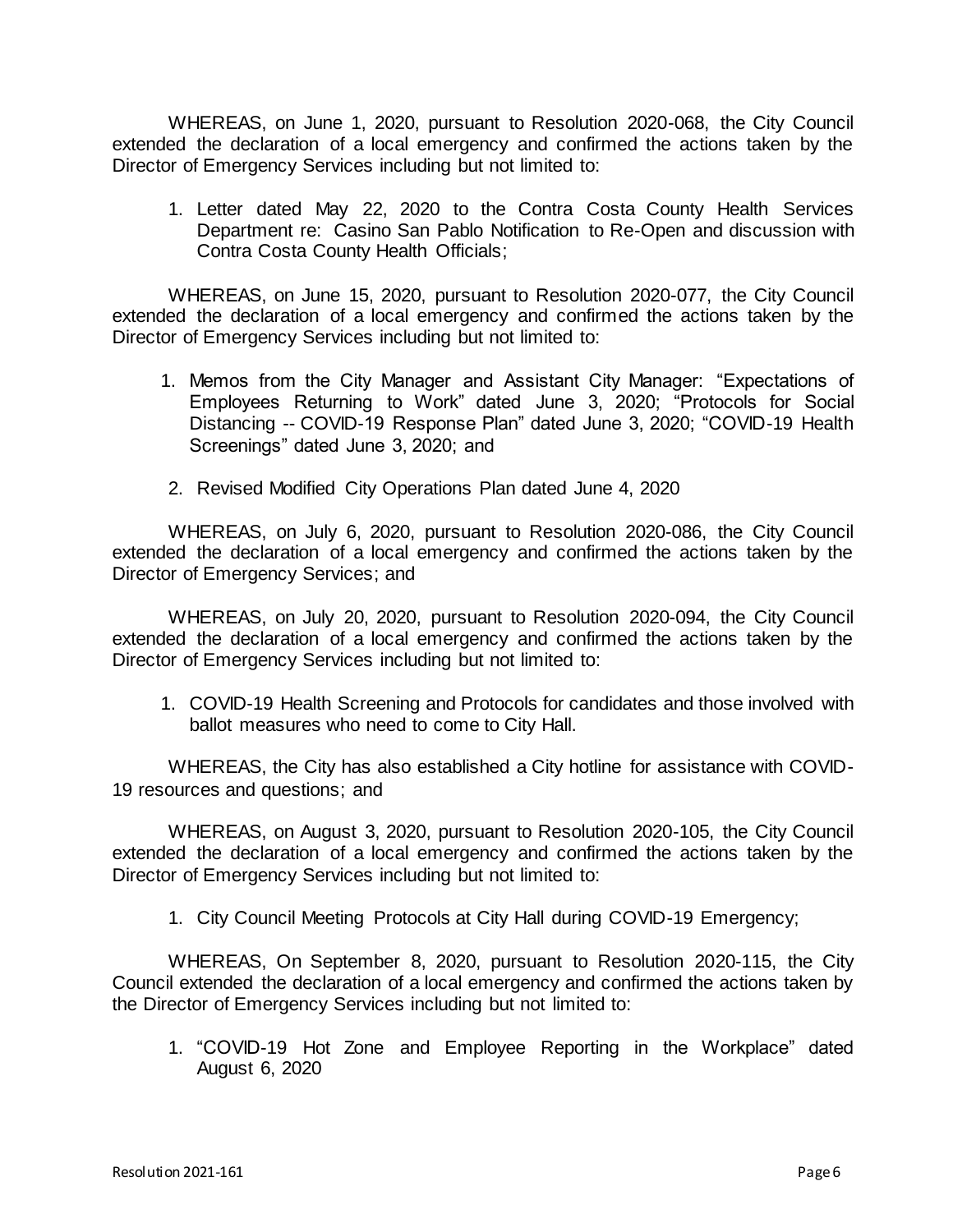WHEREAS, on June 1, 2020, pursuant to Resolution 2020-068, the City Council extended the declaration of a local emergency and confirmed the actions taken by the Director of Emergency Services including but not limited to:

1. Letter dated May 22, 2020 to the Contra Costa County Health Services Department re: Casino San Pablo Notification to Re-Open and discussion with Contra Costa County Health Officials;

WHEREAS, on June 15, 2020, pursuant to Resolution 2020-077, the City Council extended the declaration of a local emergency and confirmed the actions taken by the Director of Emergency Services including but not limited to:

1. Memos from the City Manager and Assistant City Manager: "Expectations of Employees Returning to Work" dated June 3, 2020; "Protocols for Social Distancing -- COVID-19 Response Plan" dated June 3, 2020; "COVID-19 Health Screenings" dated June 3, 2020; and
2. Revised Modified City Operations Plan dated June 4, 2020

WHEREAS, on July 6, 2020, pursuant to Resolution 2020-086, the City Council extended the declaration of a local emergency and confirmed the actions taken by the Director of Emergency Services; and

WHEREAS, on July 20, 2020, pursuant to Resolution 2020-094, the City Council extended the declaration of a local emergency and confirmed the actions taken by the Director of Emergency Services including but not limited to:

1. COVID-19 Health Screening and Protocols for candidates and those involved with ballot measures who need to come to City Hall.

WHEREAS, the City has also established a City hotline for assistance with COVID-19 resources and questions; and

WHEREAS, on August 3, 2020, pursuant to Resolution 2020-105, the City Council extended the declaration of a local emergency and confirmed the actions taken by the Director of Emergency Services including but not limited to:

1. City Council Meeting Protocols at City Hall during COVID-19 Emergency;

WHEREAS, On September 8, 2020, pursuant to Resolution 2020-115, the City Council extended the declaration of a local emergency and confirmed the actions taken by the Director of Emergency Services including but not limited to:

1. "COVID-19 Hot Zone and Employee Reporting in the Workplace" dated August 6, 2020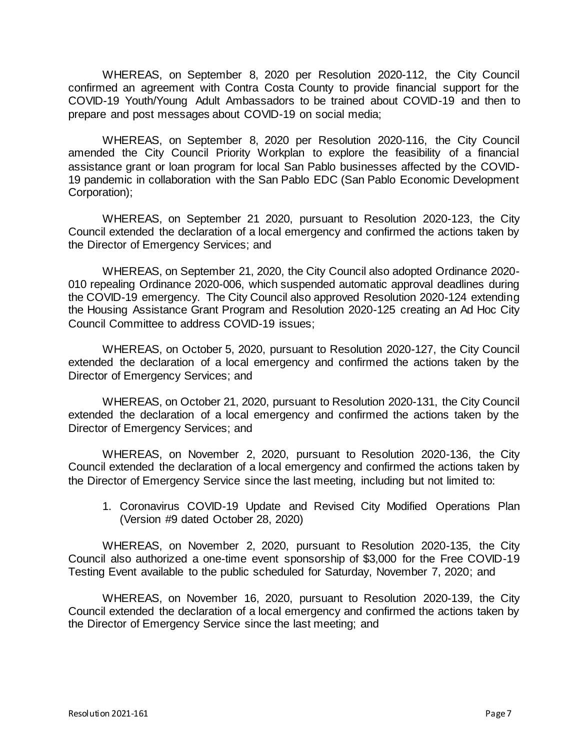WHEREAS, on September 8, 2020 per Resolution 2020-112, the City Council confirmed an agreement with Contra Costa County to provide financial support for the COVID-19 Youth/Young Adult Ambassadors to be trained about COVID-19 and then to prepare and post messages about COVID-19 on social media;

WHEREAS, on September 8, 2020 per Resolution 2020-116, the City Council amended the City Council Priority Workplan to explore the feasibility of a financial assistance grant or loan program for local San Pablo businesses affected by the COVID-19 pandemic in collaboration with the San Pablo EDC (San Pablo Economic Development Corporation);

WHEREAS, on September 21 2020, pursuant to Resolution 2020-123, the City Council extended the declaration of a local emergency and confirmed the actions taken by the Director of Emergency Services; and

WHEREAS, on September 21, 2020, the City Council also adopted Ordinance 2020-010 repealing Ordinance 2020-006, which suspended automatic approval deadlines during the COVID-19 emergency. The City Council also approved Resolution 2020-124 extending the Housing Assistance Grant Program and Resolution 2020-125 creating an Ad Hoc City Council Committee to address COVID-19 issues;

WHEREAS, on October 5, 2020, pursuant to Resolution 2020-127, the City Council extended the declaration of a local emergency and confirmed the actions taken by the Director of Emergency Services; and

WHEREAS, on October 21, 2020, pursuant to Resolution 2020-131, the City Council extended the declaration of a local emergency and confirmed the actions taken by the Director of Emergency Services; and

WHEREAS, on November 2, 2020, pursuant to Resolution 2020-136, the City Council extended the declaration of a local emergency and confirmed the actions taken by the Director of Emergency Service since the last meeting, including but not limited to:

1. Coronavirus COVID-19 Update and Revised City Modified Operations Plan (Version #9 dated October 28, 2020)

WHEREAS, on November 2, 2020, pursuant to Resolution 2020-135, the City Council also authorized a one-time event sponsorship of $3,000 for the Free COVID-19 Testing Event available to the public scheduled for Saturday, November 7, 2020; and

WHEREAS, on November 16, 2020, pursuant to Resolution 2020-139, the City Council extended the declaration of a local emergency and confirmed the actions taken by the Director of Emergency Service since the last meeting; and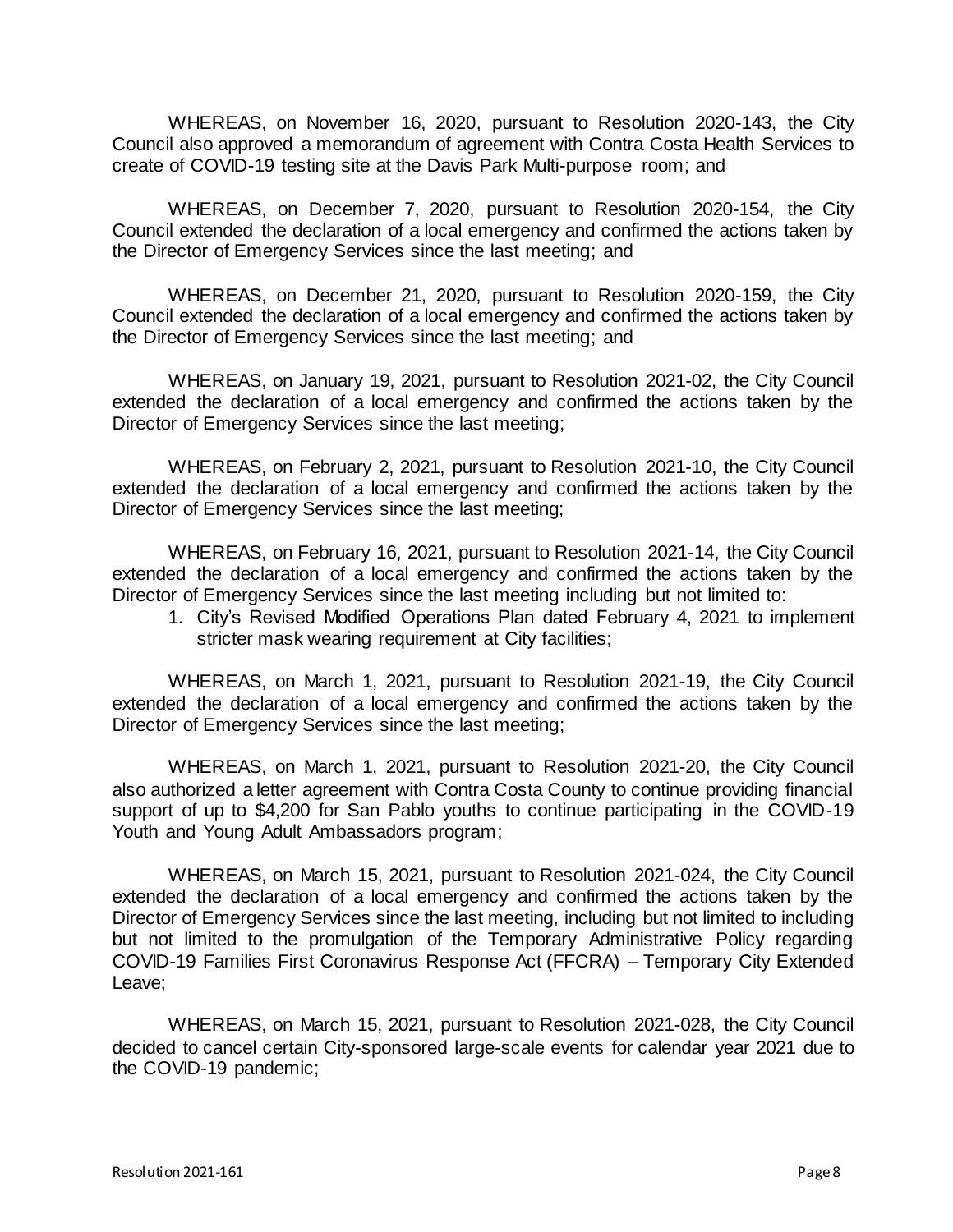WHEREAS, on November 16, 2020, pursuant to Resolution 2020-143, the City Council also approved a memorandum of agreement with Contra Costa Health Services to create of COVID-19 testing site at the Davis Park Multi-purpose room; and

WHEREAS, on December 7, 2020, pursuant to Resolution 2020-154, the City Council extended the declaration of a local emergency and confirmed the actions taken by the Director of Emergency Services since the last meeting; and

WHEREAS, on December 21, 2020, pursuant to Resolution 2020-159, the City Council extended the declaration of a local emergency and confirmed the actions taken by the Director of Emergency Services since the last meeting; and

WHEREAS, on January 19, 2021, pursuant to Resolution 2021-02, the City Council extended the declaration of a local emergency and confirmed the actions taken by the Director of Emergency Services since the last meeting;

WHEREAS, on February 2, 2021, pursuant to Resolution 2021-10, the City Council extended the declaration of a local emergency and confirmed the actions taken by the Director of Emergency Services since the last meeting;

WHEREAS, on February 16, 2021, pursuant to Resolution 2021-14, the City Council extended the declaration of a local emergency and confirmed the actions taken by the Director of Emergency Services since the last meeting including but not limited to:

1. City's Revised Modified Operations Plan dated February 4, 2021 to implement stricter mask wearing requirement at City facilities;

WHEREAS, on March 1, 2021, pursuant to Resolution 2021-19, the City Council extended the declaration of a local emergency and confirmed the actions taken by the Director of Emergency Services since the last meeting;

WHEREAS, on March 1, 2021, pursuant to Resolution 2021-20, the City Council also authorized a letter agreement with Contra Costa County to continue providing financial support of up to $4,200 for San Pablo youths to continue participating in the COVID-19 Youth and Young Adult Ambassadors program;

WHEREAS, on March 15, 2021, pursuant to Resolution 2021-024, the City Council extended the declaration of a local emergency and confirmed the actions taken by the Director of Emergency Services since the last meeting, including but not limited to including but not limited to the promulgation of the Temporary Administrative Policy regarding COVID-19 Families First Coronavirus Response Act (FFCRA) – Temporary City Extended Leave;

WHEREAS, on March 15, 2021, pursuant to Resolution 2021-028, the City Council decided to cancel certain City-sponsored large-scale events for calendar year 2021 due to the COVID-19 pandemic;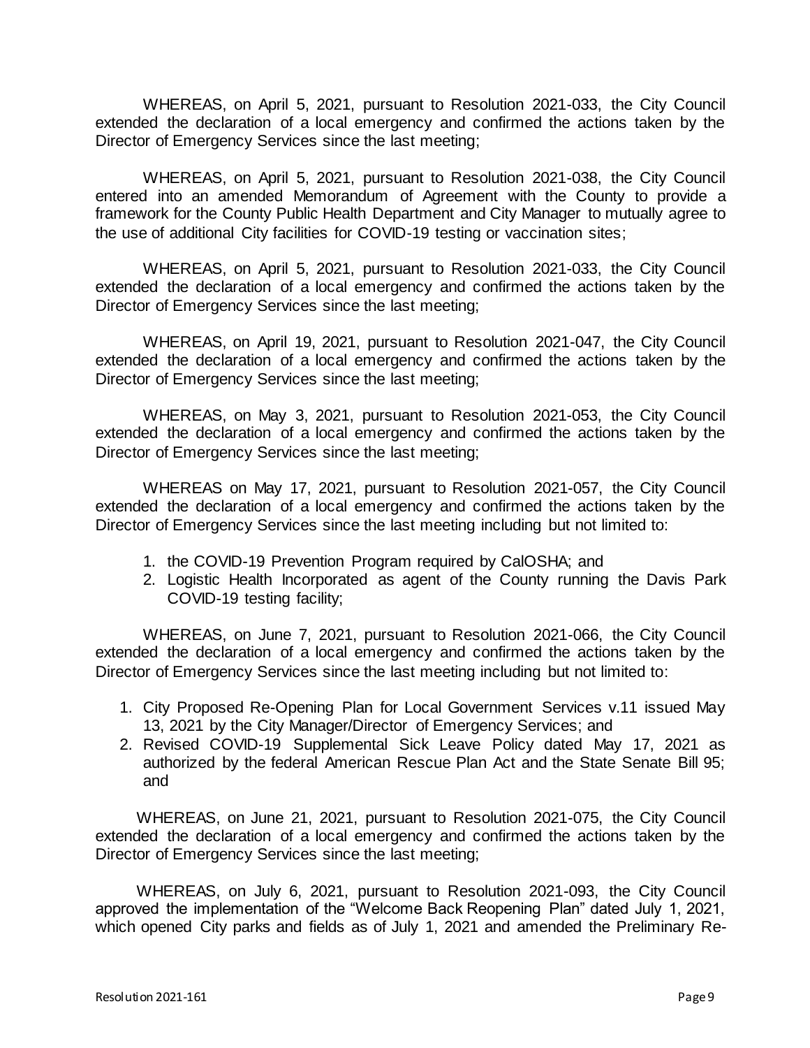WHEREAS, on April 5, 2021, pursuant to Resolution 2021-033, the City Council extended the declaration of a local emergency and confirmed the actions taken by the Director of Emergency Services since the last meeting;

WHEREAS, on April 5, 2021, pursuant to Resolution 2021-038, the City Council entered into an amended Memorandum of Agreement with the County to provide a framework for the County Public Health Department and City Manager to mutually agree to the use of additional City facilities for COVID-19 testing or vaccination sites;

WHEREAS, on April 5, 2021, pursuant to Resolution 2021-033, the City Council extended the declaration of a local emergency and confirmed the actions taken by the Director of Emergency Services since the last meeting;

WHEREAS, on April 19, 2021, pursuant to Resolution 2021-047, the City Council extended the declaration of a local emergency and confirmed the actions taken by the Director of Emergency Services since the last meeting;

WHEREAS, on May 3, 2021, pursuant to Resolution 2021-053, the City Council extended the declaration of a local emergency and confirmed the actions taken by the Director of Emergency Services since the last meeting;

WHEREAS on May 17, 2021, pursuant to Resolution 2021-057, the City Council extended the declaration of a local emergency and confirmed the actions taken by the Director of Emergency Services since the last meeting including but not limited to:

1. the COVID-19 Prevention Program required by CalOSHA; and
2. Logistic Health Incorporated as agent of the County running the Davis Park COVID-19 testing facility;

WHEREAS, on June 7, 2021, pursuant to Resolution 2021-066, the City Council extended the declaration of a local emergency and confirmed the actions taken by the Director of Emergency Services since the last meeting including but not limited to:

1. City Proposed Re-Opening Plan for Local Government Services v.11 issued May 13, 2021 by the City Manager/Director of Emergency Services; and
2. Revised COVID-19 Supplemental Sick Leave Policy dated May 17, 2021 as authorized by the federal American Rescue Plan Act and the State Senate Bill 95; and

WHEREAS, on June 21, 2021, pursuant to Resolution 2021-075, the City Council extended the declaration of a local emergency and confirmed the actions taken by the Director of Emergency Services since the last meeting;

WHEREAS, on July 6, 2021, pursuant to Resolution 2021-093, the City Council approved the implementation of the "Welcome Back Reopening Plan" dated July 1, 2021, which opened City parks and fields as of July 1, 2021 and amended the Preliminary Re-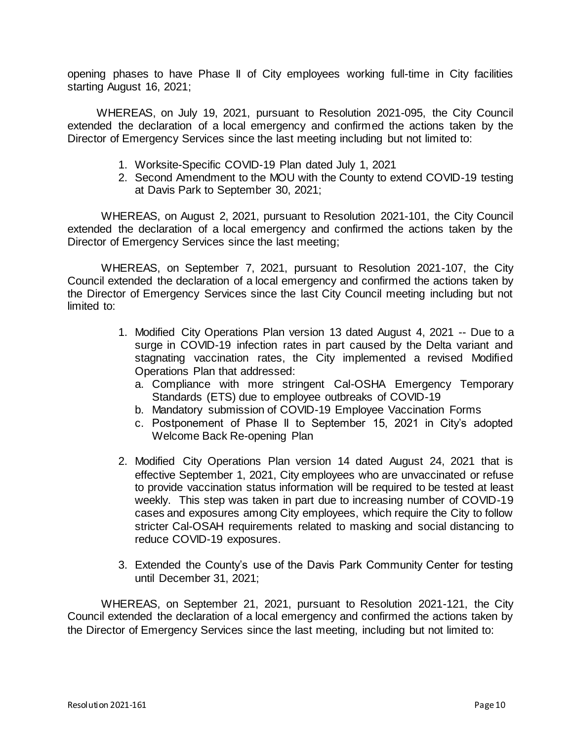opening phases to have Phase II of City employees working full-time in City facilities starting August 16, 2021;

WHEREAS, on July 19, 2021, pursuant to Resolution 2021-095, the City Council extended the declaration of a local emergency and confirmed the actions taken by the Director of Emergency Services since the last meeting including but not limited to:

1. Worksite-Specific COVID-19 Plan dated July 1, 2021
2. Second Amendment to the MOU with the County to extend COVID-19 testing at Davis Park to September 30, 2021;

WHEREAS, on August 2, 2021, pursuant to Resolution 2021-101, the City Council extended the declaration of a local emergency and confirmed the actions taken by the Director of Emergency Services since the last meeting;

WHEREAS, on September 7, 2021, pursuant to Resolution 2021-107, the City Council extended the declaration of a local emergency and confirmed the actions taken by the Director of Emergency Services since the last City Council meeting including but not limited to:

1. Modified City Operations Plan version 13 dated August 4, 2021 -- Due to a surge in COVID-19 infection rates in part caused by the Delta variant and stagnating vaccination rates, the City implemented a revised Modified Operations Plan that addressed:
   a. Compliance with more stringent Cal-OSHA Emergency Temporary Standards (ETS) due to employee outbreaks of COVID-19
   b. Mandatory submission of COVID-19 Employee Vaccination Forms
   c. Postponement of Phase II to September 15, 2021 in City's adopted Welcome Back Re-opening Plan

2. Modified City Operations Plan version 14 dated August 24, 2021 that is effective September 1, 2021, City employees who are unvaccinated or refuse to provide vaccination status information will be required to be tested at least weekly. This step was taken in part due to increasing number of COVID-19 cases and exposures among City employees, which require the City to follow stricter Cal-OSAH requirements related to masking and social distancing to reduce COVID-19 exposures.

3. Extended the County's use of the Davis Park Community Center for testing until December 31, 2021;

WHEREAS, on September 21, 2021, pursuant to Resolution 2021-121, the City Council extended the declaration of a local emergency and confirmed the actions taken by the Director of Emergency Services since the last meeting, including but not limited to: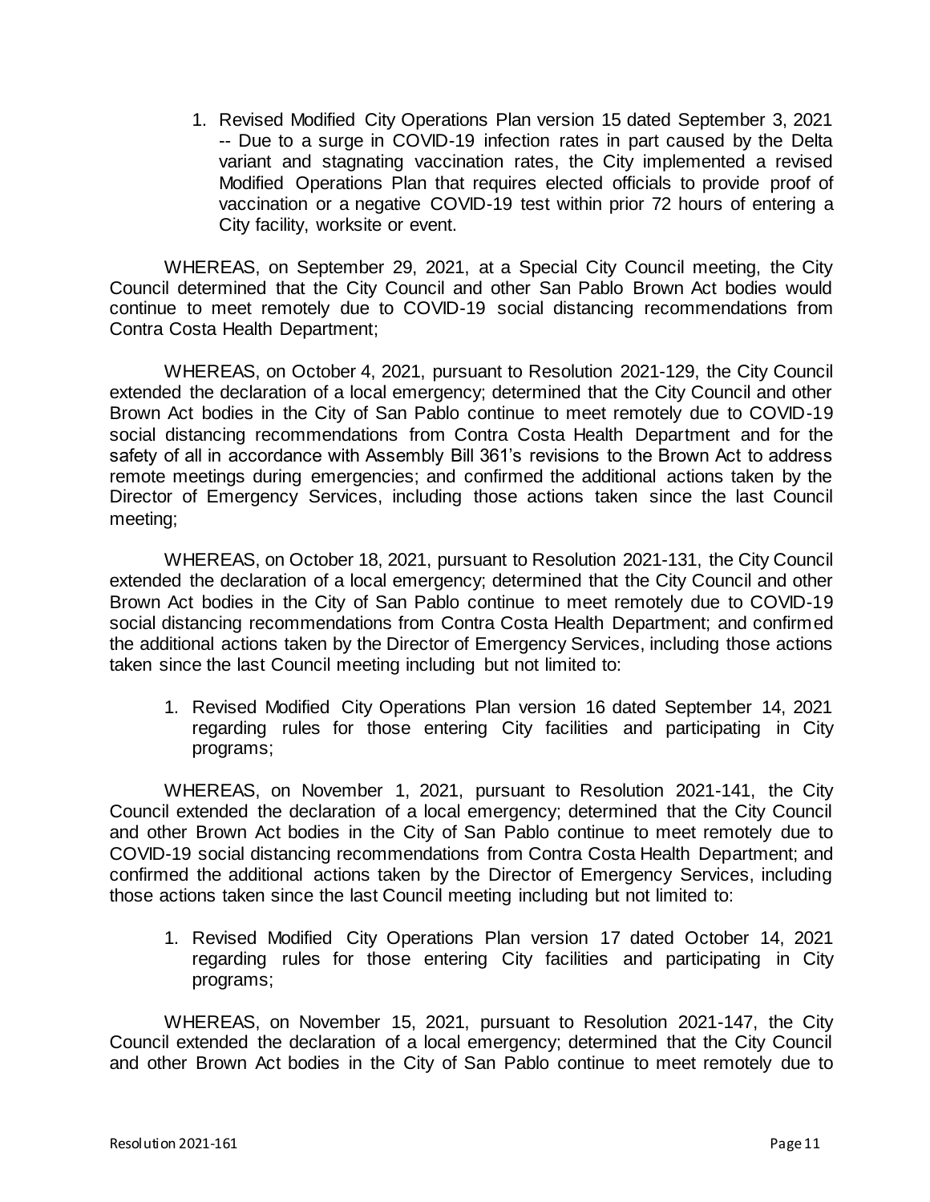1. Revised Modified City Operations Plan version 15 dated September 3, 2021 -- Due to a surge in COVID-19 infection rates in part caused by the Delta variant and stagnating vaccination rates, the City implemented a revised Modified Operations Plan that requires elected officials to provide proof of vaccination or a negative COVID-19 test within prior 72 hours of entering a City facility, worksite or event.

WHEREAS, on September 29, 2021, at a Special City Council meeting, the City Council determined that the City Council and other San Pablo Brown Act bodies would continue to meet remotely due to COVID-19 social distancing recommendations from Contra Costa Health Department;

WHEREAS, on October 4, 2021, pursuant to Resolution 2021-129, the City Council extended the declaration of a local emergency; determined that the City Council and other Brown Act bodies in the City of San Pablo continue to meet remotely due to COVID-19 social distancing recommendations from Contra Costa Health Department and for the safety of all in accordance with Assembly Bill 361's revisions to the Brown Act to address remote meetings during emergencies; and confirmed the additional actions taken by the Director of Emergency Services, including those actions taken since the last Council meeting;

WHEREAS, on October 18, 2021, pursuant to Resolution 2021-131, the City Council extended the declaration of a local emergency; determined that the City Council and other Brown Act bodies in the City of San Pablo continue to meet remotely due to COVID-19 social distancing recommendations from Contra Costa Health Department; and confirmed the additional actions taken by the Director of Emergency Services, including those actions taken since the last Council meeting including but not limited to:

1. Revised Modified City Operations Plan version 16 dated September 14, 2021 regarding rules for those entering City facilities and participating in City programs;

WHEREAS, on November 1, 2021, pursuant to Resolution 2021-141, the City Council extended the declaration of a local emergency; determined that the City Council and other Brown Act bodies in the City of San Pablo continue to meet remotely due to COVID-19 social distancing recommendations from Contra Costa Health Department; and confirmed the additional actions taken by the Director of Emergency Services, including those actions taken since the last Council meeting including but not limited to:

1. Revised Modified City Operations Plan version 17 dated October 14, 2021 regarding rules for those entering City facilities and participating in City programs;

WHEREAS, on November 15, 2021, pursuant to Resolution 2021-147, the City Council extended the declaration of a local emergency; determined that the City Council and other Brown Act bodies in the City of San Pablo continue to meet remotely due to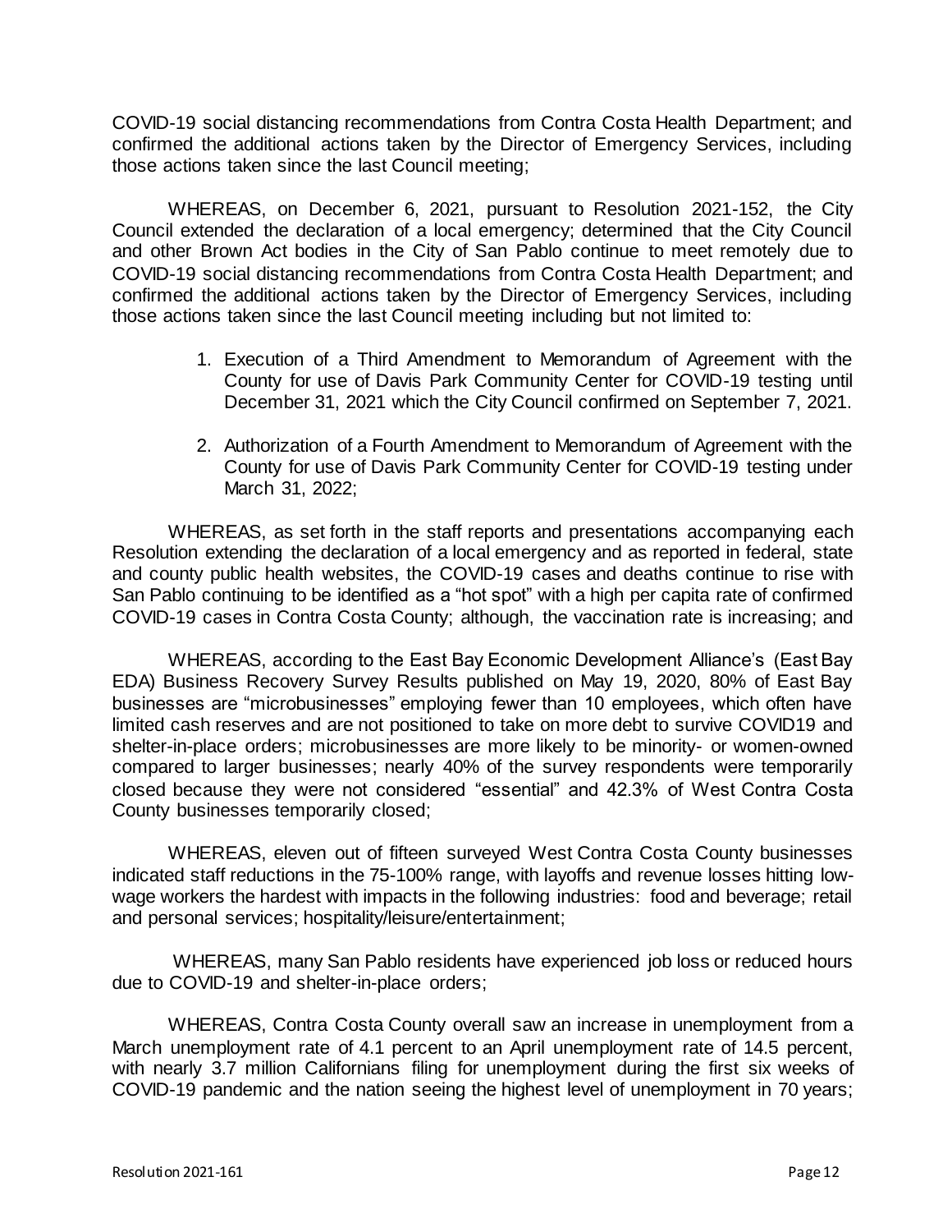COVID-19 social distancing recommendations from Contra Costa Health Department; and confirmed the additional actions taken by the Director of Emergency Services, including those actions taken since the last Council meeting;

WHEREAS, on December 6, 2021, pursuant to Resolution 2021-152, the City Council extended the declaration of a local emergency; determined that the City Council and other Brown Act bodies in the City of San Pablo continue to meet remotely due to COVID-19 social distancing recommendations from Contra Costa Health Department; and confirmed the additional actions taken by the Director of Emergency Services, including those actions taken since the last Council meeting including but not limited to:

1. Execution of a Third Amendment to Memorandum of Agreement with the County for use of Davis Park Community Center for COVID-19 testing until December 31, 2021 which the City Council confirmed on September 7, 2021.

2. Authorization of a Fourth Amendment to Memorandum of Agreement with the County for use of Davis Park Community Center for COVID-19 testing under March 31, 2022;

WHEREAS, as set forth in the staff reports and presentations accompanying each Resolution extending the declaration of a local emergency and as reported in federal, state and county public health websites, the COVID-19 cases and deaths continue to rise with San Pablo continuing to be identified as a "hot spot" with a high per capita rate of confirmed COVID-19 cases in Contra Costa County; although, the vaccination rate is increasing; and

WHEREAS, according to the East Bay Economic Development Alliance's (East Bay EDA) Business Recovery Survey Results published on May 19, 2020, 80% of East Bay businesses are "microbusinesses" employing fewer than 10 employees, which often have limited cash reserves and are not positioned to take on more debt to survive COVID19 and shelter-in-place orders; microbusinesses are more likely to be minority- or women-owned compared to larger businesses; nearly 40% of the survey respondents were temporarily closed because they were not considered "essential" and 42.3% of West Contra Costa County businesses temporarily closed;

WHEREAS, eleven out of fifteen surveyed West Contra Costa County businesses indicated staff reductions in the 75-100% range, with layoffs and revenue losses hitting low-wage workers the hardest with impacts in the following industries: food and beverage; retail and personal services; hospitality/leisure/entertainment;

WHEREAS, many San Pablo residents have experienced job loss or reduced hours due to COVID-19 and shelter-in-place orders;

WHEREAS, Contra Costa County overall saw an increase in unemployment from a March unemployment rate of 4.1 percent to an April unemployment rate of 14.5 percent, with nearly 3.7 million Californians filing for unemployment during the first six weeks of COVID-19 pandemic and the nation seeing the highest level of unemployment in 70 years;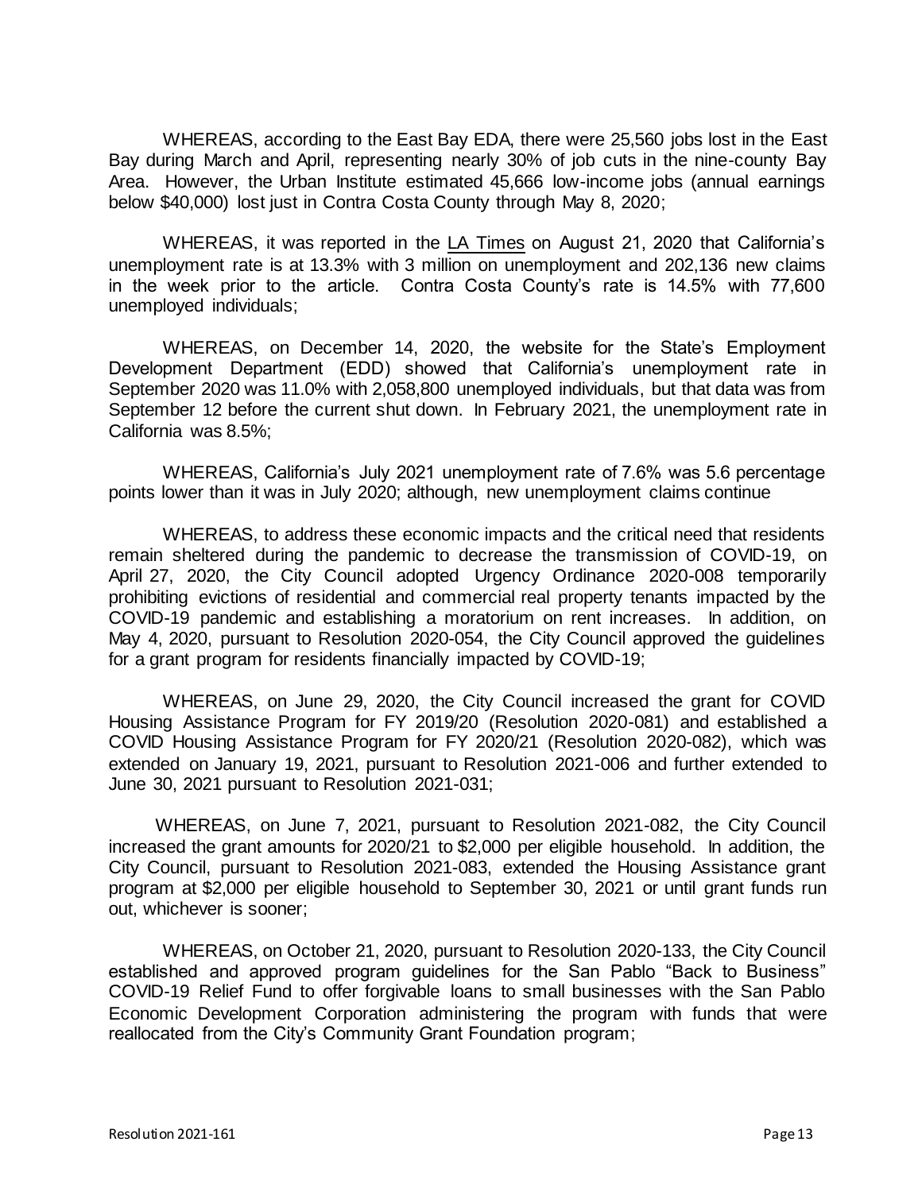WHEREAS, according to the East Bay EDA, there were 25,560 jobs lost in the East Bay during March and April, representing nearly 30% of job cuts in the nine-county Bay Area. However, the Urban Institute estimated 45,666 low-income jobs (annual earnings below $40,000) lost just in Contra Costa County through May 8, 2020;

WHEREAS, it was reported in the LA Times on August 21, 2020 that California's unemployment rate is at 13.3% with 3 million on unemployment and 202,136 new claims in the week prior to the article. Contra Costa County's rate is 14.5% with 77,600 unemployed individuals;

WHEREAS, on December 14, 2020, the website for the State's Employment Development Department (EDD) showed that California's unemployment rate in September 2020 was 11.0% with 2,058,800 unemployed individuals, but that data was from September 12 before the current shut down. In February 2021, the unemployment rate in California was 8.5%;

WHEREAS, California's July 2021 unemployment rate of 7.6% was 5.6 percentage points lower than it was in July 2020; although, new unemployment claims continue

WHEREAS, to address these economic impacts and the critical need that residents remain sheltered during the pandemic to decrease the transmission of COVID-19, on April 27, 2020, the City Council adopted Urgency Ordinance 2020-008 temporarily prohibiting evictions of residential and commercial real property tenants impacted by the COVID-19 pandemic and establishing a moratorium on rent increases. In addition, on May 4, 2020, pursuant to Resolution 2020-054, the City Council approved the guidelines for a grant program for residents financially impacted by COVID-19;

WHEREAS, on June 29, 2020, the City Council increased the grant for COVID Housing Assistance Program for FY 2019/20 (Resolution 2020-081) and established a COVID Housing Assistance Program for FY 2020/21 (Resolution 2020-082), which was extended on January 19, 2021, pursuant to Resolution 2021-006 and further extended to June 30, 2021 pursuant to Resolution 2021-031;

WHEREAS, on June 7, 2021, pursuant to Resolution 2021-082, the City Council increased the grant amounts for 2020/21 to $2,000 per eligible household. In addition, the City Council, pursuant to Resolution 2021-083, extended the Housing Assistance grant program at $2,000 per eligible household to September 30, 2021 or until grant funds run out, whichever is sooner;

WHEREAS, on October 21, 2020, pursuant to Resolution 2020-133, the City Council established and approved program guidelines for the San Pablo "Back to Business" COVID-19 Relief Fund to offer forgivable loans to small businesses with the San Pablo Economic Development Corporation administering the program with funds that were reallocated from the City's Community Grant Foundation program;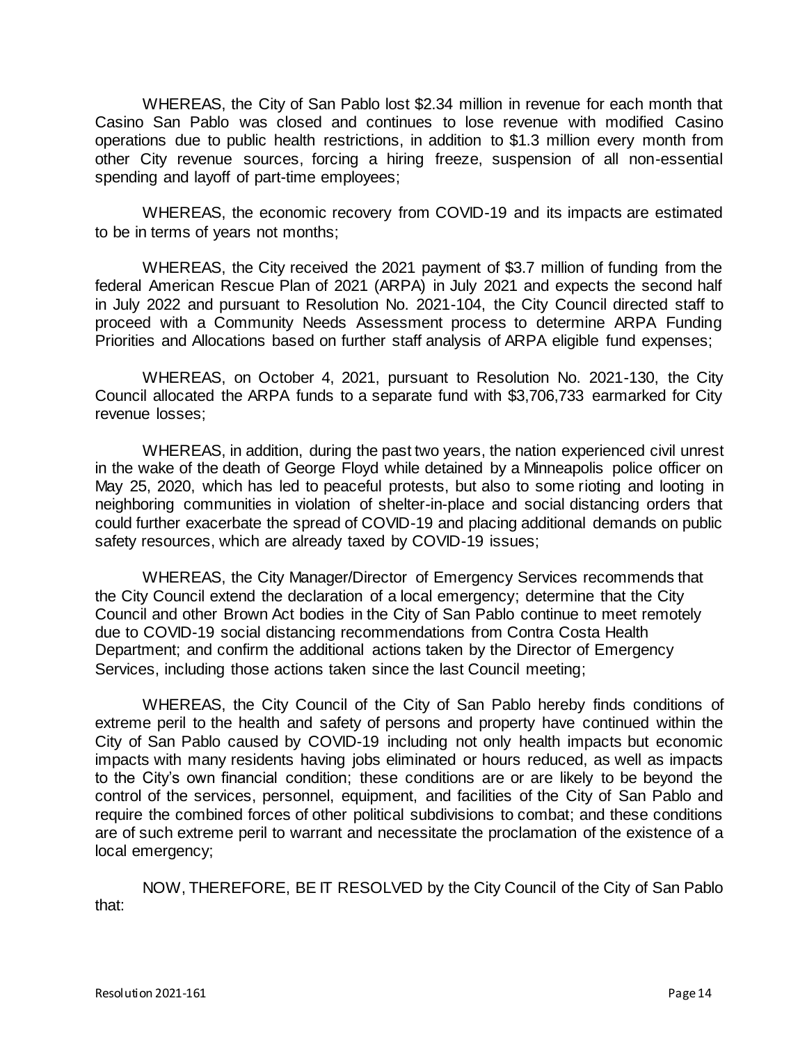WHEREAS, the City of San Pablo lost $2.34 million in revenue for each month that Casino San Pablo was closed and continues to lose revenue with modified Casino operations due to public health restrictions, in addition to $1.3 million every month from other City revenue sources, forcing a hiring freeze, suspension of all non-essential spending and layoff of part-time employees;

WHEREAS, the economic recovery from COVID-19 and its impacts are estimated to be in terms of years not months;

WHEREAS, the City received the 2021 payment of $3.7 million of funding from the federal American Rescue Plan of 2021 (ARPA) in July 2021 and expects the second half in July 2022 and pursuant to Resolution No. 2021-104, the City Council directed staff to proceed with a Community Needs Assessment process to determine ARPA Funding Priorities and Allocations based on further staff analysis of ARPA eligible fund expenses;

WHEREAS, on October 4, 2021, pursuant to Resolution No. 2021-130, the City Council allocated the ARPA funds to a separate fund with $3,706,733 earmarked for City revenue losses;

WHEREAS, in addition, during the past two years, the nation experienced civil unrest in the wake of the death of George Floyd while detained by a Minneapolis police officer on May 25, 2020, which has led to peaceful protests, but also to some rioting and looting in neighboring communities in violation of shelter-in-place and social distancing orders that could further exacerbate the spread of COVID-19 and placing additional demands on public safety resources, which are already taxed by COVID-19 issues;

WHEREAS, the City Manager/Director of Emergency Services recommends that the City Council extend the declaration of a local emergency; determine that the City Council and other Brown Act bodies in the City of San Pablo continue to meet remotely due to COVID-19 social distancing recommendations from Contra Costa Health Department; and confirm the additional actions taken by the Director of Emergency Services, including those actions taken since the last Council meeting;

WHEREAS, the City Council of the City of San Pablo hereby finds conditions of extreme peril to the health and safety of persons and property have continued within the City of San Pablo caused by COVID-19 including not only health impacts but economic impacts with many residents having jobs eliminated or hours reduced, as well as impacts to the City's own financial condition; these conditions are or are likely to be beyond the control of the services, personnel, equipment, and facilities of the City of San Pablo and require the combined forces of other political subdivisions to combat; and these conditions are of such extreme peril to warrant and necessitate the proclamation of the existence of a local emergency;

NOW, THEREFORE, BE IT RESOLVED by the City Council of the City of San Pablo that: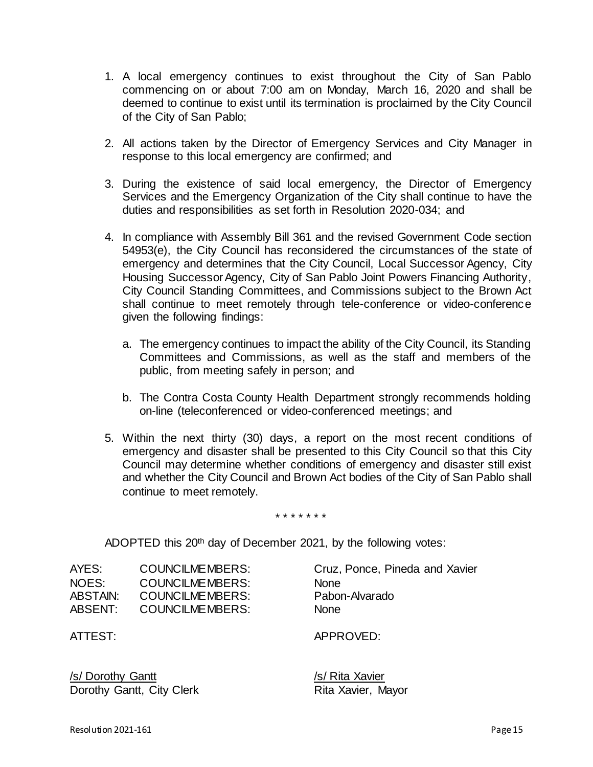1. A local emergency continues to exist throughout the City of San Pablo commencing on or about 7:00 am on Monday, March 16, 2020 and shall be deemed to continue to exist until its termination is proclaimed by the City Council of the City of San Pablo;

2. All actions taken by the Director of Emergency Services and City Manager in response to this local emergency are confirmed; and

3. During the existence of said local emergency, the Director of Emergency Services and the Emergency Organization of the City shall continue to have the duties and responsibilities as set forth in Resolution 2020-034; and

4. In compliance with Assembly Bill 361 and the revised Government Code section 54953(e), the City Council has reconsidered the circumstances of the state of emergency and determines that the City Council, Local Successor Agency, City Housing Successor Agency, City of San Pablo Joint Powers Financing Authority, City Council Standing Committees, and Commissions subject to the Brown Act shall continue to meet remotely through tele-conference or video-conference given the following findings:

   a. The emergency continues to impact the ability of the City Council, its Standing Committees and Commissions, as well as the staff and members of the public, from meeting safely in person; and

   b. The Contra Costa County Health Department strongly recommends holding on-line (teleconferenced or video-conferenced meetings; and

5. Within the next thirty (30) days, a report on the most recent conditions of emergency and disaster shall be presented to this City Council so that this City Council may determine whether conditions of emergency and disaster still exist and whether the City Council and Brown Act bodies of the City of San Pablo shall continue to meet remotely.

\* \* \* \* \* \* \*

ADOPTED this 20th day of December 2021, by the following votes:

| | | |
|---|---|---|
| AYES: | COUNCILMEMBERS: | Cruz, Ponce, Pineda and Xavier |
| NOES: | COUNCILMEMBERS: | None |
| ABSTAIN: | COUNCILMEMBERS: | Pabon-Alvarado |
| ABSENT: | COUNCILMEMBERS: | None |

ATTEST:

/s/ Dorothy Gantt
Dorothy Gantt, City Clerk

APPROVED:

/s/ Rita Xavier
Rita Xavier, Mayor

Resolution 2021-161